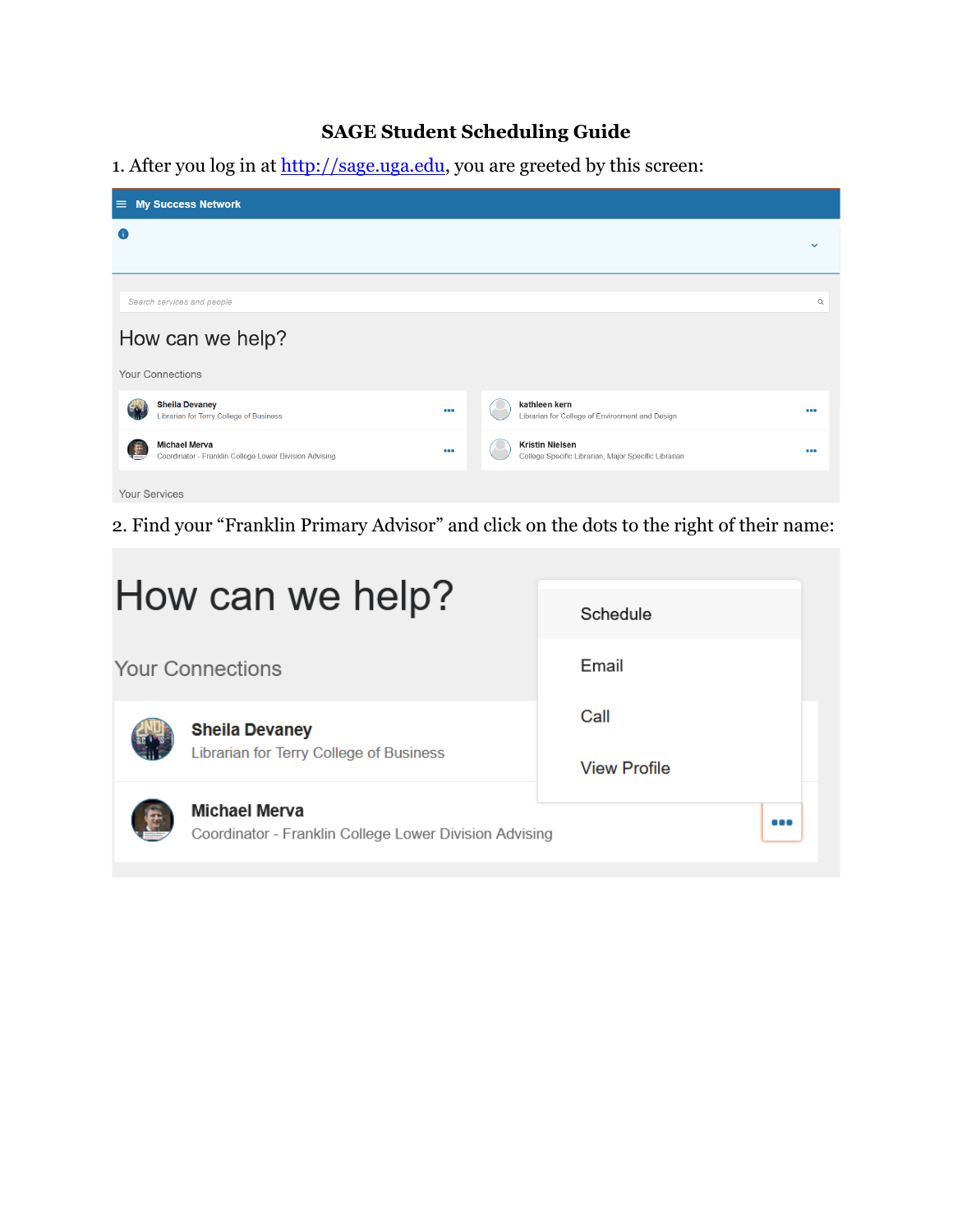# SAGE Student Scheduling Guide

1. After you log in at [http://sage.uga.edu](http://sage.uga.edu), you are greeted by this screen:

2. Find your "Franklin Primary Advisor" and click on the dots to the right of their name: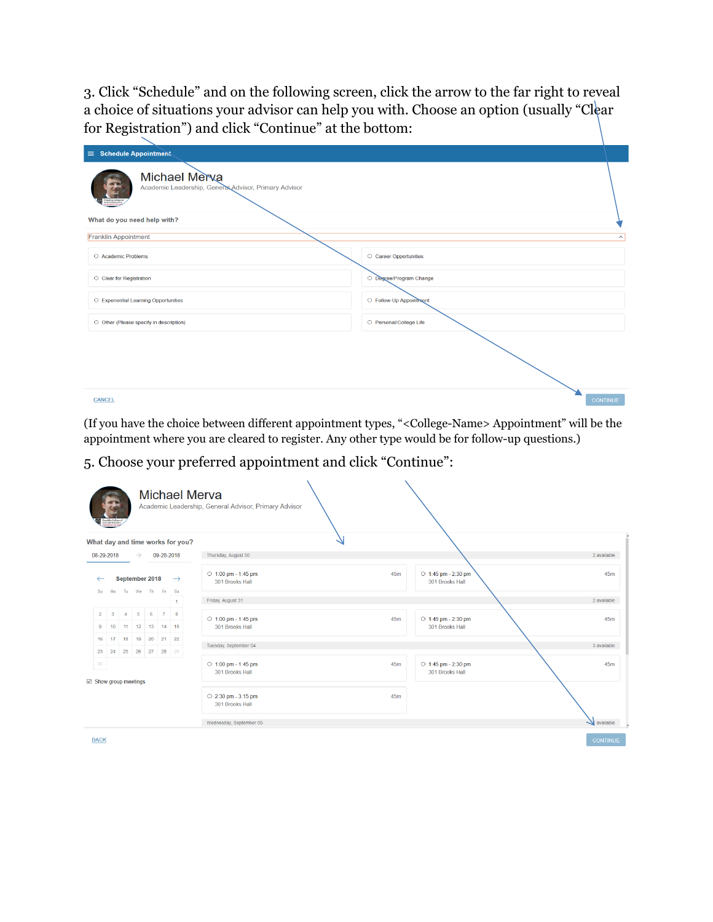3. Click "Schedule" and on the following screen, click the arrow to the far right to reveal a choice of situations your advisor can help you with. Choose an option (usually "Clear for Registration") and click "Continue" at the bottom:

(If you have the choice between different appointment types, "<College-Name> Appointment" will be the appointment where you are cleared to register. Any other type would be for follow-up questions.)

5. Choose your preferred appointment and click "Continue":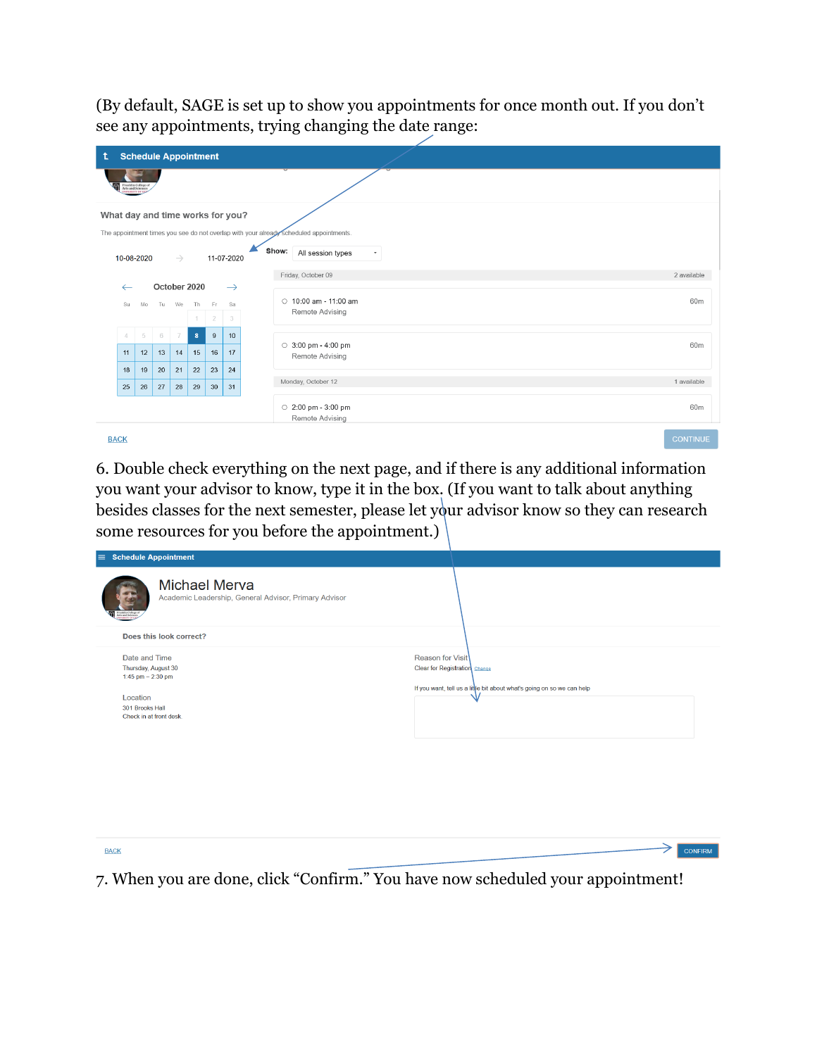(By default, SAGE is set up to show you appointments for once month out. If you don't see any appointments, trying changing the date range:

Schedule Appointment

What day and time works for you?

The appointment times you see do not overlap with your already scheduled appointments.

10-08-2020 → 11-07-2020

Show: All session types

October 2020

| Su | Mo | Tu | We | Th | Fr | Sa |
|---|---|---|---|---|---|---|
| | | | | 1 | 2 | 3 |
| 4 | 5 | 6 | 7 | 8 | 9 | 10 |
| 11 | 12 | 13 | 14 | 15 | 16 | 17 |
| 18 | 19 | 20 | 21 | 22 | 23 | 24 |
| 25 | 26 | 27 | 28 | 29 | 30 | 31 |

Friday, October 09 — 2 available

- 10:00 am - 11:00 am, Remote Advising — 60m
- 3:00 pm - 4:00 pm, Remote Advising — 60m

Monday, October 12 — 1 available

- 2:00 pm - 3:00 pm, Remote Advising — 60m

BACK CONTINUE

6. Double check everything on the next page, and if there is any additional information you want your advisor to know, type it in the box. (If you want to talk about anything besides classes for the next semester, please let your advisor know so they can research some resources for you before the appointment.)

Schedule Appointment

Michael Merva
Academic Leadership, General Advisor, Primary Advisor

Does this look correct?

Date and Time
Thursday, August 30
1:45 pm – 2:30 pm

Location
301 Brooks Hall
Check in at front desk

Reason for Visit
Clear for Registration Change

If you want, tell us a little bit about what's going on so we can help

BACK CONFIRM

7. When you are done, click "Confirm." You have now scheduled your appointment!